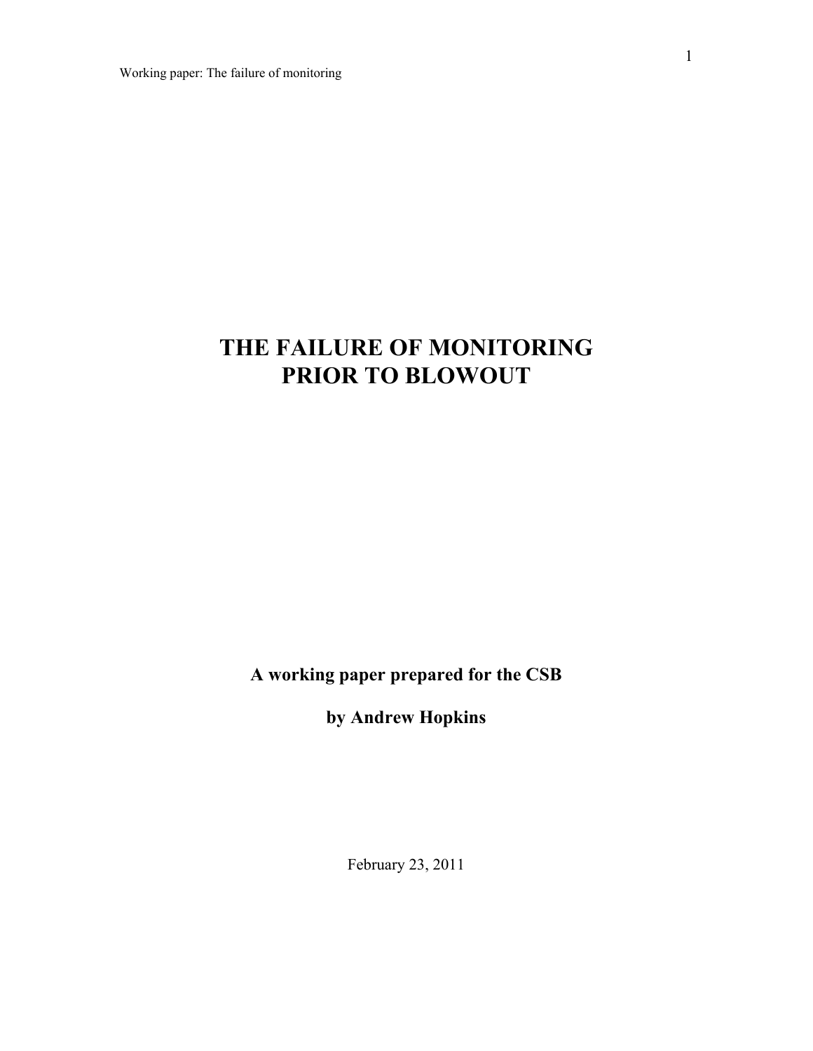# THE FAILURE OF MONITORING PRIOR TO BLOWOUT

**A working paper prepared for the CSB**

**by Andrew Hopkins**

February 23, 2011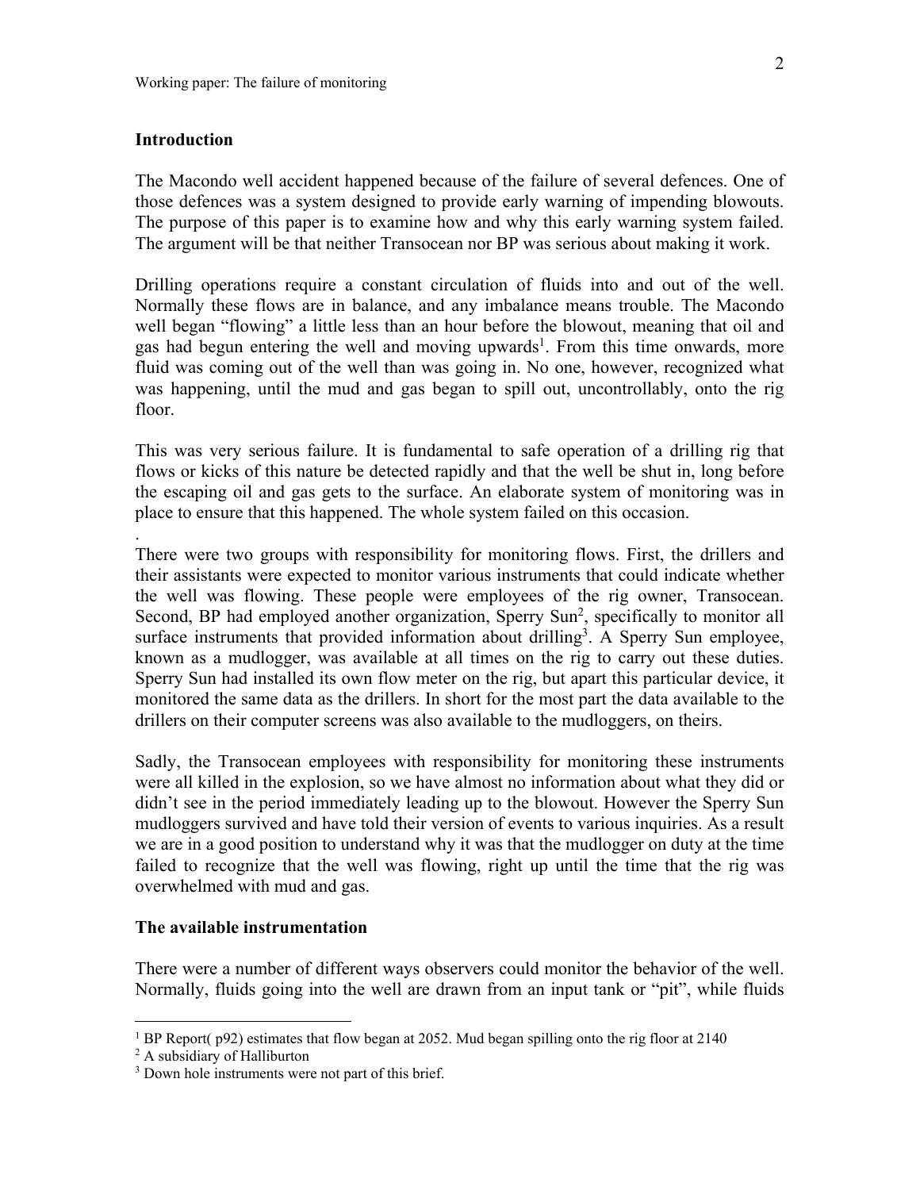## Introduction

The Macondo well accident happened because of the failure of several defences. One of those defences was a system designed to provide early warning of impending blowouts. The purpose of this paper is to examine how and why this early warning system failed. The argument will be that neither Transocean nor BP was serious about making it work.

Drilling operations require a constant circulation of fluids into and out of the well. Normally these flows are in balance, and any imbalance means trouble. The Macondo well began "flowing" a little less than an hour before the blowout, meaning that oil and gas had begun entering the well and moving upwards[1]. From this time onwards, more fluid was coming out of the well than was going in. No one, however, recognized what was happening, until the mud and gas began to spill out, uncontrollably, onto the rig floor.

This was very serious failure. It is fundamental to safe operation of a drilling rig that flows or kicks of this nature be detected rapidly and that the well be shut in, long before the escaping oil and gas gets to the surface. An elaborate system of monitoring was in place to ensure that this happened. The whole system failed on this occasion.

.
There were two groups with responsibility for monitoring flows. First, the drillers and their assistants were expected to monitor various instruments that could indicate whether the well was flowing. These people were employees of the rig owner, Transocean. Second, BP had employed another organization, Sperry Sun[2], specifically to monitor all surface instruments that provided information about drilling[3]. A Sperry Sun employee, known as a mudlogger, was available at all times on the rig to carry out these duties. Sperry Sun had installed its own flow meter on the rig, but apart this particular device, it monitored the same data as the drillers. In short for the most part the data available to the drillers on their computer screens was also available to the mudloggers, on theirs.

Sadly, the Transocean employees with responsibility for monitoring these instruments were all killed in the explosion, so we have almost no information about what they did or didn't see in the period immediately leading up to the blowout. However the Sperry Sun mudloggers survived and have told their version of events to various inquiries. As a result we are in a good position to understand why it was that the mudlogger on duty at the time failed to recognize that the well was flowing, right up until the time that the rig was overwhelmed with mud and gas.

## The available instrumentation

There were a number of different ways observers could monitor the behavior of the well. Normally, fluids going into the well are drawn from an input tank or "pit", while fluids

---

[1] BP Report( p92) estimates that flow began at 2052. Mud began spilling onto the rig floor at 2140

[2] A subsidiary of Halliburton

[3] Down hole instruments were not part of this brief.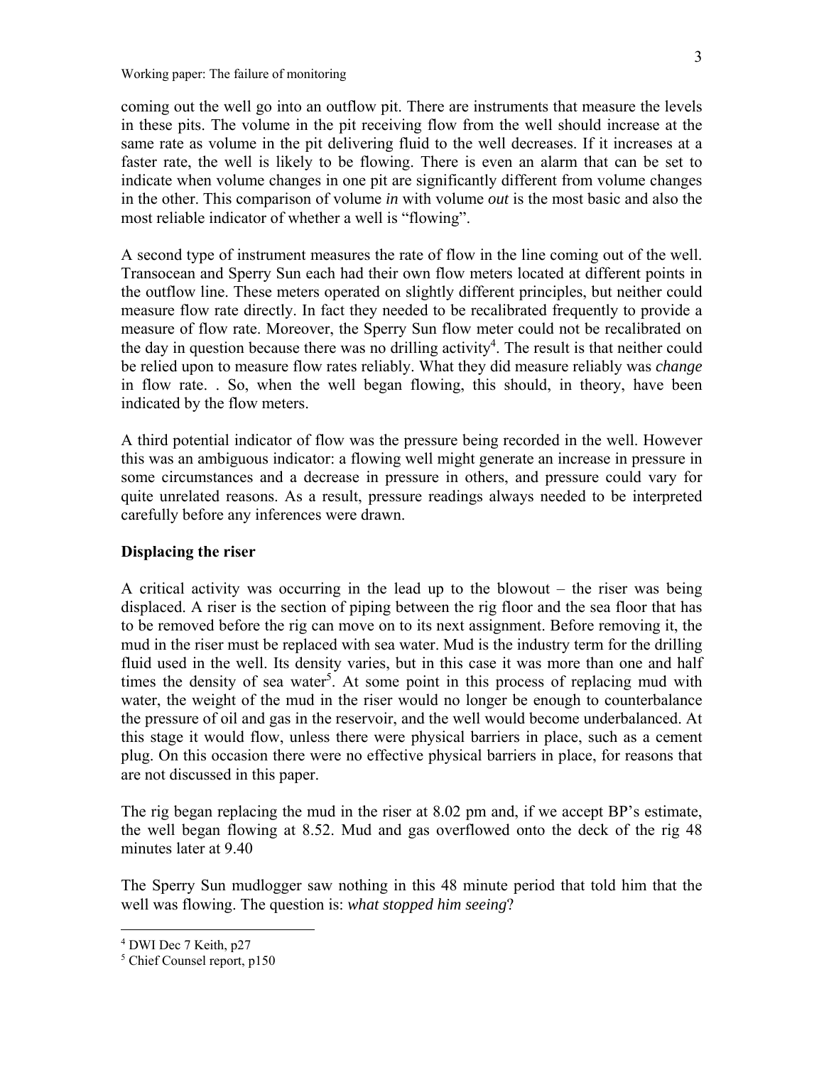coming out the well go into an outflow pit. There are instruments that measure the levels in these pits. The volume in the pit receiving flow from the well should increase at the same rate as volume in the pit delivering fluid to the well decreases. If it increases at a faster rate, the well is likely to be flowing. There is even an alarm that can be set to indicate when volume changes in one pit are significantly different from volume changes in the other. This comparison of volume *in* with volume *out* is the most basic and also the most reliable indicator of whether a well is "flowing".

A second type of instrument measures the rate of flow in the line coming out of the well. Transocean and Sperry Sun each had their own flow meters located at different points in the outflow line. These meters operated on slightly different principles, but neither could measure flow rate directly. In fact they needed to be recalibrated frequently to provide a measure of flow rate. Moreover, the Sperry Sun flow meter could not be recalibrated on the day in question because there was no drilling activity[4]. The result is that neither could be relied upon to measure flow rates reliably. What they did measure reliably was *change* in flow rate. . So, when the well began flowing, this should, in theory, have been indicated by the flow meters.

A third potential indicator of flow was the pressure being recorded in the well. However this was an ambiguous indicator: a flowing well might generate an increase in pressure in some circumstances and a decrease in pressure in others, and pressure could vary for quite unrelated reasons. As a result, pressure readings always needed to be interpreted carefully before any inferences were drawn.

## Displacing the riser

A critical activity was occurring in the lead up to the blowout – the riser was being displaced. A riser is the section of piping between the rig floor and the sea floor that has to be removed before the rig can move on to its next assignment. Before removing it, the mud in the riser must be replaced with sea water. Mud is the industry term for the drilling fluid used in the well. Its density varies, but in this case it was more than one and half times the density of sea water[5]. At some point in this process of replacing mud with water, the weight of the mud in the riser would no longer be enough to counterbalance the pressure of oil and gas in the reservoir, and the well would become underbalanced. At this stage it would flow, unless there were physical barriers in place, such as a cement plug. On this occasion there were no effective physical barriers in place, for reasons that are not discussed in this paper.

The rig began replacing the mud in the riser at 8.02 pm and, if we accept BP's estimate, the well began flowing at 8.52. Mud and gas overflowed onto the deck of the rig 48 minutes later at 9.40

The Sperry Sun mudlogger saw nothing in this 48 minute period that told him that the well was flowing. The question is: *what stopped him seeing*?

---

[4] DWI Dec 7 Keith, p27

[5] Chief Counsel report, p150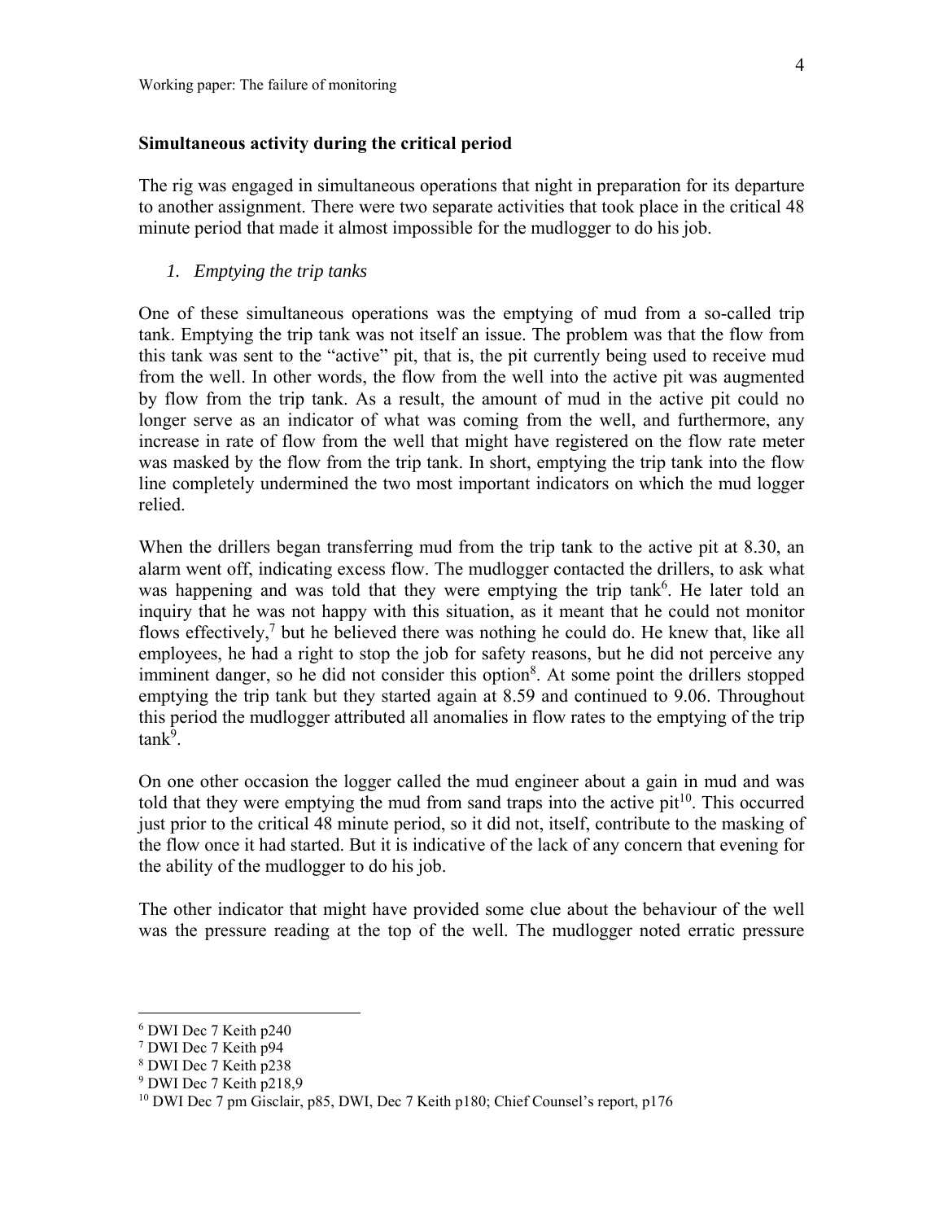## Simultaneous activity during the critical period

The rig was engaged in simultaneous operations that night in preparation for its departure to another assignment. There were two separate activities that took place in the critical 48 minute period that made it almost impossible for the mudlogger to do his job.

1. *Emptying the trip tanks*

One of these simultaneous operations was the emptying of mud from a so-called trip tank. Emptying the trip tank was not itself an issue. The problem was that the flow from this tank was sent to the "active" pit, that is, the pit currently being used to receive mud from the well. In other words, the flow from the well into the active pit was augmented by flow from the trip tank. As a result, the amount of mud in the active pit could no longer serve as an indicator of what was coming from the well, and furthermore, any increase in rate of flow from the well that might have registered on the flow rate meter was masked by the flow from the trip tank. In short, emptying the trip tank into the flow line completely undermined the two most important indicators on which the mud logger relied.

When the drillers began transferring mud from the trip tank to the active pit at 8.30, an alarm went off, indicating excess flow. The mudlogger contacted the drillers, to ask what was happening and was told that they were emptying the trip tank[6]. He later told an inquiry that he was not happy with this situation, as it meant that he could not monitor flows effectively,[7] but he believed there was nothing he could do. He knew that, like all employees, he had a right to stop the job for safety reasons, but he did not perceive any imminent danger, so he did not consider this option[8]. At some point the drillers stopped emptying the trip tank but they started again at 8.59 and continued to 9.06. Throughout this period the mudlogger attributed all anomalies in flow rates to the emptying of the trip tank[9].

On one other occasion the logger called the mud engineer about a gain in mud and was told that they were emptying the mud from sand traps into the active pit[10]. This occurred just prior to the critical 48 minute period, so it did not, itself, contribute to the masking of the flow once it had started. But it is indicative of the lack of any concern that evening for the ability of the mudlogger to do his job.

The other indicator that might have provided some clue about the behaviour of the well was the pressure reading at the top of the well. The mudlogger noted erratic pressure

---

[6] DWI Dec 7 Keith p240

[7] DWI Dec 7 Keith p94

[8] DWI Dec 7 Keith p238

[9] DWI Dec 7 Keith p218,9

[10] DWI Dec 7 pm Gisclair, p85, DWI, Dec 7 Keith p180; Chief Counsel's report, p176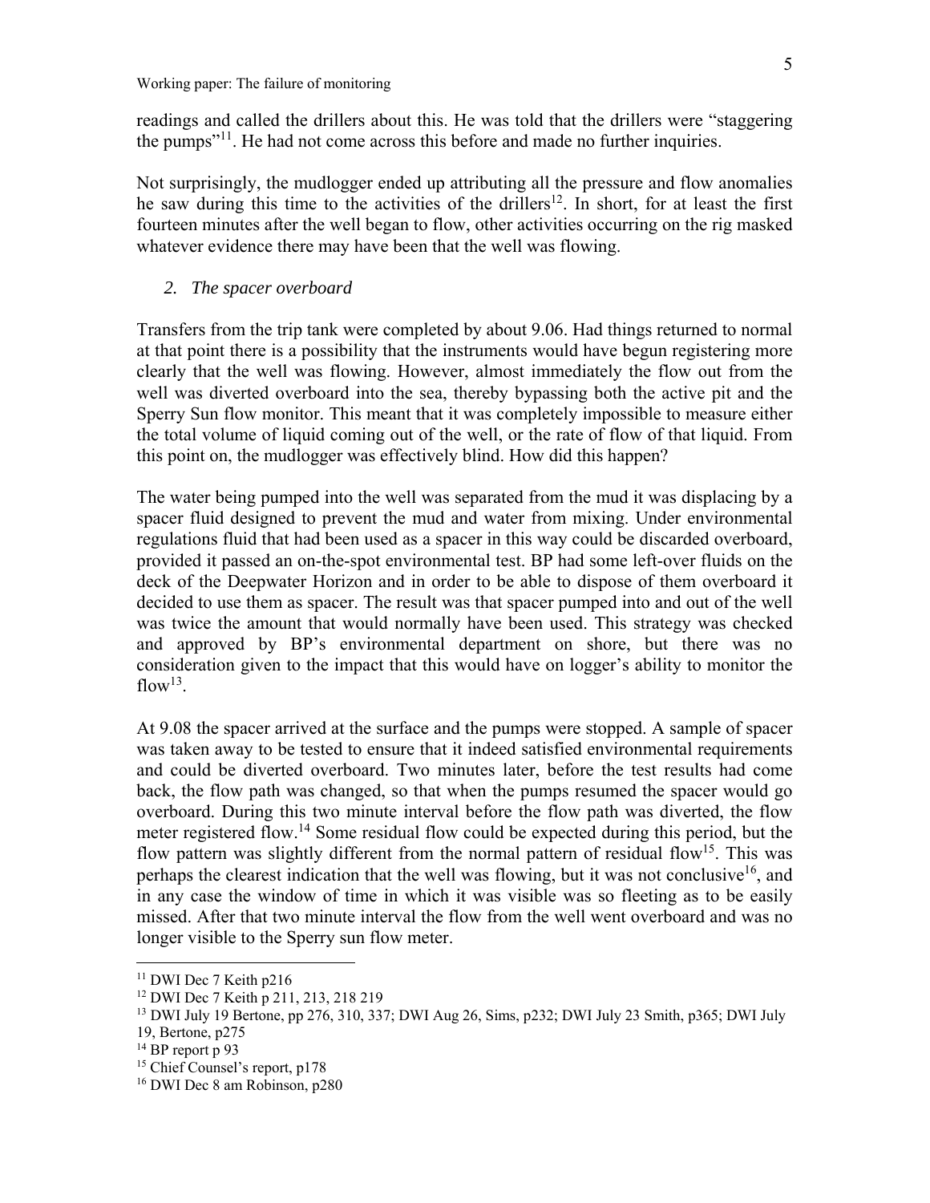readings and called the drillers about this. He was told that the drillers were "staggering the pumps"[11]. He had not come across this before and made no further inquiries.

Not surprisingly, the mudlogger ended up attributing all the pressure and flow anomalies he saw during this time to the activities of the drillers[12]. In short, for at least the first fourteen minutes after the well began to flow, other activities occurring on the rig masked whatever evidence there may have been that the well was flowing.

### 2. *The spacer overboard*

Transfers from the trip tank were completed by about 9.06. Had things returned to normal at that point there is a possibility that the instruments would have begun registering more clearly that the well was flowing. However, almost immediately the flow out from the well was diverted overboard into the sea, thereby bypassing both the active pit and the Sperry Sun flow monitor. This meant that it was completely impossible to measure either the total volume of liquid coming out of the well, or the rate of flow of that liquid. From this point on, the mudlogger was effectively blind. How did this happen?

The water being pumped into the well was separated from the mud it was displacing by a spacer fluid designed to prevent the mud and water from mixing. Under environmental regulations fluid that had been used as a spacer in this way could be discarded overboard, provided it passed an on-the-spot environmental test. BP had some left-over fluids on the deck of the Deepwater Horizon and in order to be able to dispose of them overboard it decided to use them as spacer. The result was that spacer pumped into and out of the well was twice the amount that would normally have been used. This strategy was checked and approved by BP's environmental department on shore, but there was no consideration given to the impact that this would have on logger's ability to monitor the flow[13].

At 9.08 the spacer arrived at the surface and the pumps were stopped. A sample of spacer was taken away to be tested to ensure that it indeed satisfied environmental requirements and could be diverted overboard. Two minutes later, before the test results had come back, the flow path was changed, so that when the pumps resumed the spacer would go overboard. During this two minute interval before the flow path was diverted, the flow meter registered flow.[14] Some residual flow could be expected during this period, but the flow pattern was slightly different from the normal pattern of residual flow[15]. This was perhaps the clearest indication that the well was flowing, but it was not conclusive[16], and in any case the window of time in which it was visible was so fleeting as to be easily missed. After that two minute interval the flow from the well went overboard and was no longer visible to the Sperry sun flow meter.

---

[11] DWI Dec 7 Keith p216

[12] DWI Dec 7 Keith p 211, 213, 218 219

[13] DWI July 19 Bertone, pp 276, 310, 337; DWI Aug 26, Sims, p232; DWI July 23 Smith, p365; DWI July 19, Bertone, p275

[14] BP report p 93

[15] Chief Counsel's report, p178

[16] DWI Dec 8 am Robinson, p280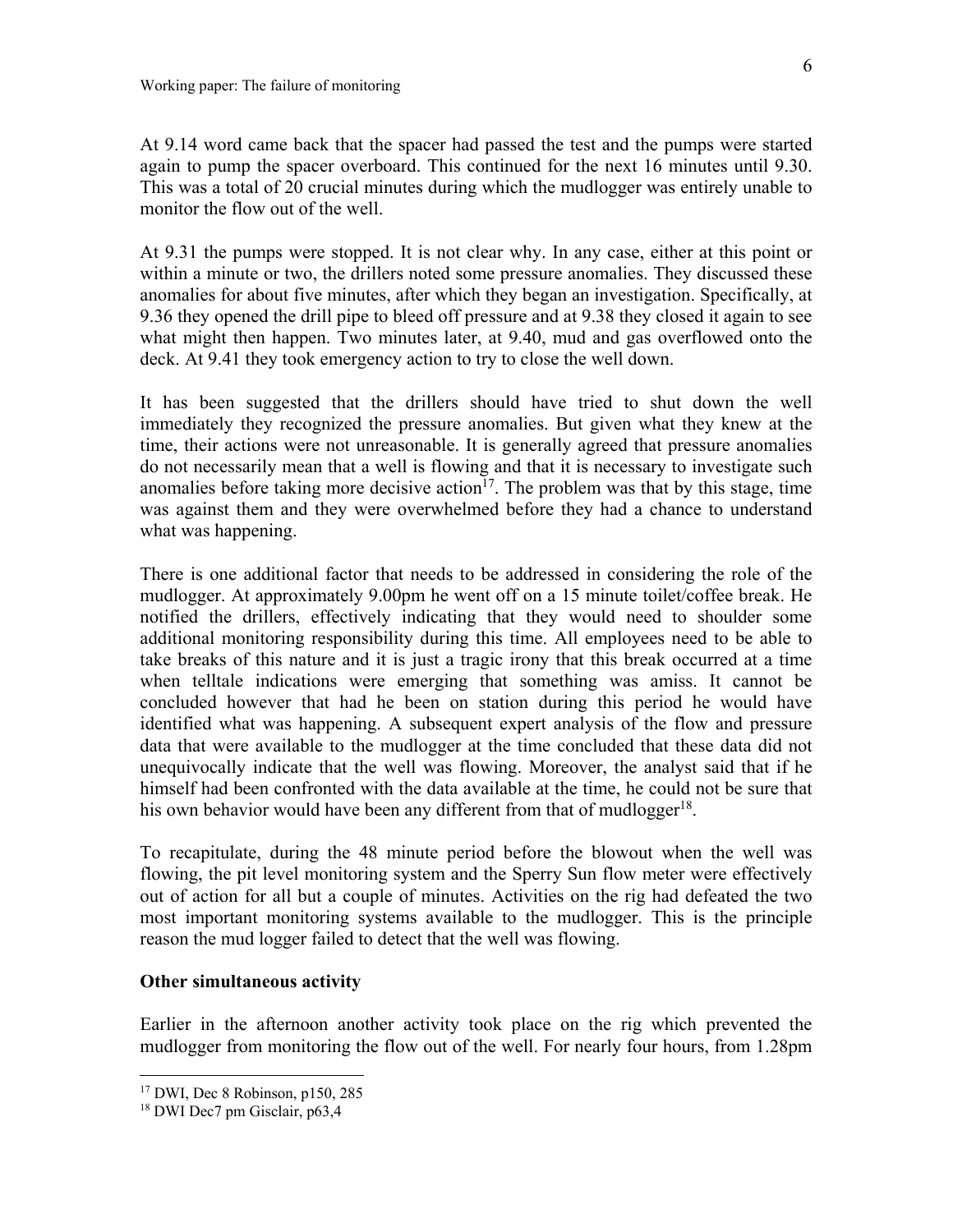At 9.14 word came back that the spacer had passed the test and the pumps were started again to pump the spacer overboard. This continued for the next 16 minutes until 9.30. This was a total of 20 crucial minutes during which the mudlogger was entirely unable to monitor the flow out of the well.

At 9.31 the pumps were stopped. It is not clear why. In any case, either at this point or within a minute or two, the drillers noted some pressure anomalies. They discussed these anomalies for about five minutes, after which they began an investigation. Specifically, at 9.36 they opened the drill pipe to bleed off pressure and at 9.38 they closed it again to see what might then happen. Two minutes later, at 9.40, mud and gas overflowed onto the deck. At 9.41 they took emergency action to try to close the well down.

It has been suggested that the drillers should have tried to shut down the well immediately they recognized the pressure anomalies. But given what they knew at the time, their actions were not unreasonable. It is generally agreed that pressure anomalies do not necessarily mean that a well is flowing and that it is necessary to investigate such anomalies before taking more decisive action[17]. The problem was that by this stage, time was against them and they were overwhelmed before they had a chance to understand what was happening.

There is one additional factor that needs to be addressed in considering the role of the mudlogger. At approximately 9.00pm he went off on a 15 minute toilet/coffee break. He notified the drillers, effectively indicating that they would need to shoulder some additional monitoring responsibility during this time. All employees need to be able to take breaks of this nature and it is just a tragic irony that this break occurred at a time when telltale indications were emerging that something was amiss. It cannot be concluded however that had he been on station during this period he would have identified what was happening. A subsequent expert analysis of the flow and pressure data that were available to the mudlogger at the time concluded that these data did not unequivocally indicate that the well was flowing. Moreover, the analyst said that if he himself had been confronted with the data available at the time, he could not be sure that his own behavior would have been any different from that of mudlogger[18].

To recapitulate, during the 48 minute period before the blowout when the well was flowing, the pit level monitoring system and the Sperry Sun flow meter were effectively out of action for all but a couple of minutes. Activities on the rig had defeated the two most important monitoring systems available to the mudlogger. This is the principle reason the mud logger failed to detect that the well was flowing.

**Other simultaneous activity**

Earlier in the afternoon another activity took place on the rig which prevented the mudlogger from monitoring the flow out of the well. For nearly four hours, from 1.28pm

---

[17] DWI, Dec 8 Robinson, p150, 285

[18] DWI Dec7 pm Gisclair, p63,4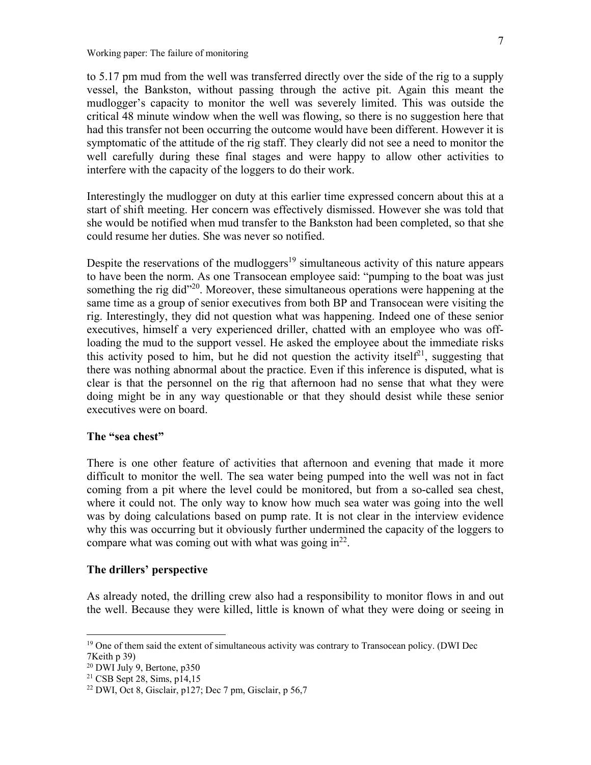to 5.17 pm mud from the well was transferred directly over the side of the rig to a supply vessel, the Bankston, without passing through the active pit. Again this meant the mudlogger's capacity to monitor the well was severely limited. This was outside the critical 48 minute window when the well was flowing, so there is no suggestion here that had this transfer not been occurring the outcome would have been different. However it is symptomatic of the attitude of the rig staff. They clearly did not see a need to monitor the well carefully during these final stages and were happy to allow other activities to interfere with the capacity of the loggers to do their work.

Interestingly the mudlogger on duty at this earlier time expressed concern about this at a start of shift meeting. Her concern was effectively dismissed. However she was told that she would be notified when mud transfer to the Bankston had been completed, so that she could resume her duties. She was never so notified.

Despite the reservations of the mudloggers[19] simultaneous activity of this nature appears to have been the norm. As one Transocean employee said: "pumping to the boat was just something the rig did"[20]. Moreover, these simultaneous operations were happening at the same time as a group of senior executives from both BP and Transocean were visiting the rig. Interestingly, they did not question what was happening. Indeed one of these senior executives, himself a very experienced driller, chatted with an employee who was off-loading the mud to the support vessel. He asked the employee about the immediate risks this activity posed to him, but he did not question the activity itself[21], suggesting that there was nothing abnormal about the practice. Even if this inference is disputed, what is clear is that the personnel on the rig that afternoon had no sense that what they were doing might be in any way questionable or that they should desist while these senior executives were on board.

**The "sea chest"**

There is one other feature of activities that afternoon and evening that made it more difficult to monitor the well. The sea water being pumped into the well was not in fact coming from a pit where the level could be monitored, but from a so-called sea chest, where it could not. The only way to know how much sea water was going into the well was by doing calculations based on pump rate. It is not clear in the interview evidence why this was occurring but it obviously further undermined the capacity of the loggers to compare what was coming out with what was going in[22].

**The drillers' perspective**

As already noted, the drilling crew also had a responsibility to monitor flows in and out the well. Because they were killed, little is known of what they were doing or seeing in

---

[19] One of them said the extent of simultaneous activity was contrary to Transocean policy. (DWI Dec 7Keith p 39)

[20] DWI July 9, Bertone, p350

[21] CSB Sept 28, Sims, p14,15

[22] DWI, Oct 8, Gisclair, p127; Dec 7 pm, Gisclair, p 56,7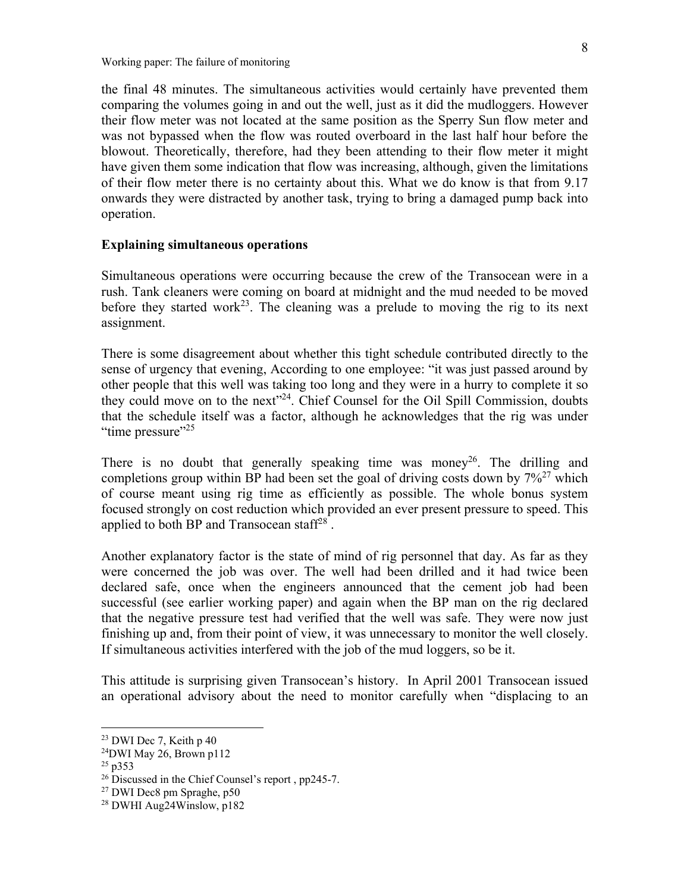the final 48 minutes. The simultaneous activities would certainly have prevented them comparing the volumes going in and out the well, just as it did the mudloggers. However their flow meter was not located at the same position as the Sperry Sun flow meter and was not bypassed when the flow was routed overboard in the last half hour before the blowout. Theoretically, therefore, had they been attending to their flow meter it might have given them some indication that flow was increasing, although, given the limitations of their flow meter there is no certainty about this. What we do know is that from 9.17 onwards they were distracted by another task, trying to bring a damaged pump back into operation.

**Explaining simultaneous operations**

Simultaneous operations were occurring because the crew of the Transocean were in a rush. Tank cleaners were coming on board at midnight and the mud needed to be moved before they started work[23]. The cleaning was a prelude to moving the rig to its next assignment.

There is some disagreement about whether this tight schedule contributed directly to the sense of urgency that evening, According to one employee: "it was just passed around by other people that this well was taking too long and they were in a hurry to complete it so they could move on to the next"[24]. Chief Counsel for the Oil Spill Commission, doubts that the schedule itself was a factor, although he acknowledges that the rig was under "time pressure"[25]

There is no doubt that generally speaking time was money[26]. The drilling and completions group within BP had been set the goal of driving costs down by 7%[27] which of course meant using rig time as efficiently as possible. The whole bonus system focused strongly on cost reduction which provided an ever present pressure to speed. This applied to both BP and Transocean staff[28] .

Another explanatory factor is the state of mind of rig personnel that day. As far as they were concerned the job was over. The well had been drilled and it had twice been declared safe, once when the engineers announced that the cement job had been successful (see earlier working paper) and again when the BP man on the rig declared that the negative pressure test had verified that the well was safe. They were now just finishing up and, from their point of view, it was unnecessary to monitor the well closely. If simultaneous activities interfered with the job of the mud loggers, so be it.

This attitude is surprising given Transocean's history. In April 2001 Transocean issued an operational advisory about the need to monitor carefully when "displacing to an

---

[23] DWI Dec 7, Keith p 40

[24] DWI May 26, Brown p112

[25] p353

[26] Discussed in the Chief Counsel's report , pp245-7.

[27] DWI Dec8 pm Spraghe, p50

[28] DWHI Aug24Winslow, p182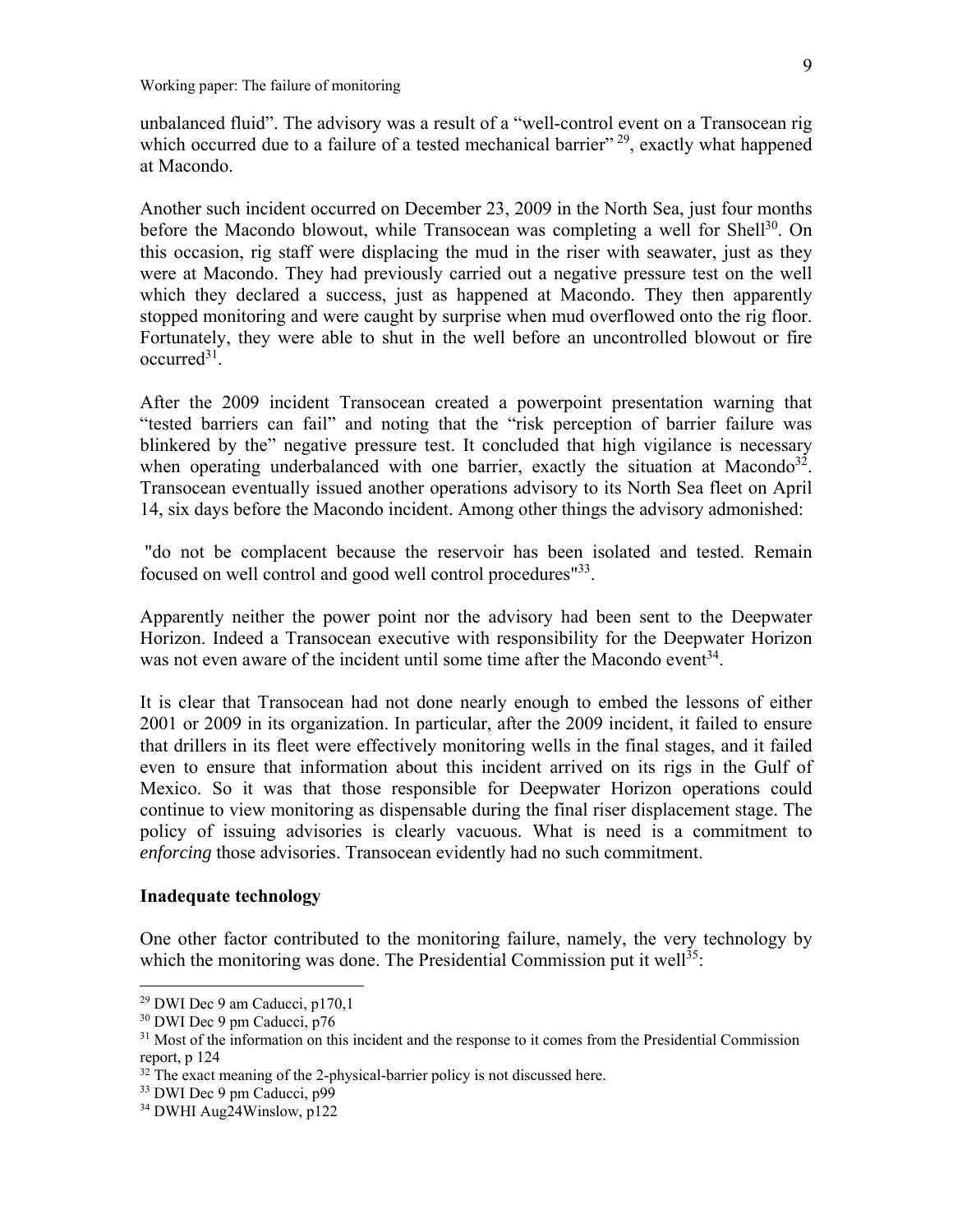unbalanced fluid". The advisory was a result of a "well-control event on a Transocean rig which occurred due to a failure of a tested mechanical barrier" [29], exactly what happened at Macondo.

Another such incident occurred on December 23, 2009 in the North Sea, just four months before the Macondo blowout, while Transocean was completing a well for Shell[30]. On this occasion, rig staff were displacing the mud in the riser with seawater, just as they were at Macondo. They had previously carried out a negative pressure test on the well which they declared a success, just as happened at Macondo. They then apparently stopped monitoring and were caught by surprise when mud overflowed onto the rig floor. Fortunately, they were able to shut in the well before an uncontrolled blowout or fire occurred[31].

After the 2009 incident Transocean created a powerpoint presentation warning that "tested barriers can fail" and noting that the "risk perception of barrier failure was blinkered by the" negative pressure test. It concluded that high vigilance is necessary when operating underbalanced with one barrier, exactly the situation at Macondo[32]. Transocean eventually issued another operations advisory to its North Sea fleet on April 14, six days before the Macondo incident. Among other things the advisory admonished:

"do not be complacent because the reservoir has been isolated and tested. Remain focused on well control and good well control procedures"[33].

Apparently neither the power point nor the advisory had been sent to the Deepwater Horizon. Indeed a Transocean executive with responsibility for the Deepwater Horizon was not even aware of the incident until some time after the Macondo event[34].

It is clear that Transocean had not done nearly enough to embed the lessons of either 2001 or 2009 in its organization. In particular, after the 2009 incident, it failed to ensure that drillers in its fleet were effectively monitoring wells in the final stages, and it failed even to ensure that information about this incident arrived on its rigs in the Gulf of Mexico. So it was that those responsible for Deepwater Horizon operations could continue to view monitoring as dispensable during the final riser displacement stage. The policy of issuing advisories is clearly vacuous. What is need is a commitment to *enforcing* those advisories. Transocean evidently had no such commitment.

### Inadequate technology

One other factor contributed to the monitoring failure, namely, the very technology by which the monitoring was done. The Presidential Commission put it well[35]:

---

[29] DWI Dec 9 am Caducci, p170,1

[30] DWI Dec 9 pm Caducci, p76

[31] Most of the information on this incident and the response to it comes from the Presidential Commission report, p 124

[32] The exact meaning of the 2-physical-barrier policy is not discussed here.

[33] DWI Dec 9 pm Caducci, p99

[34] DWHI Aug24Winslow, p122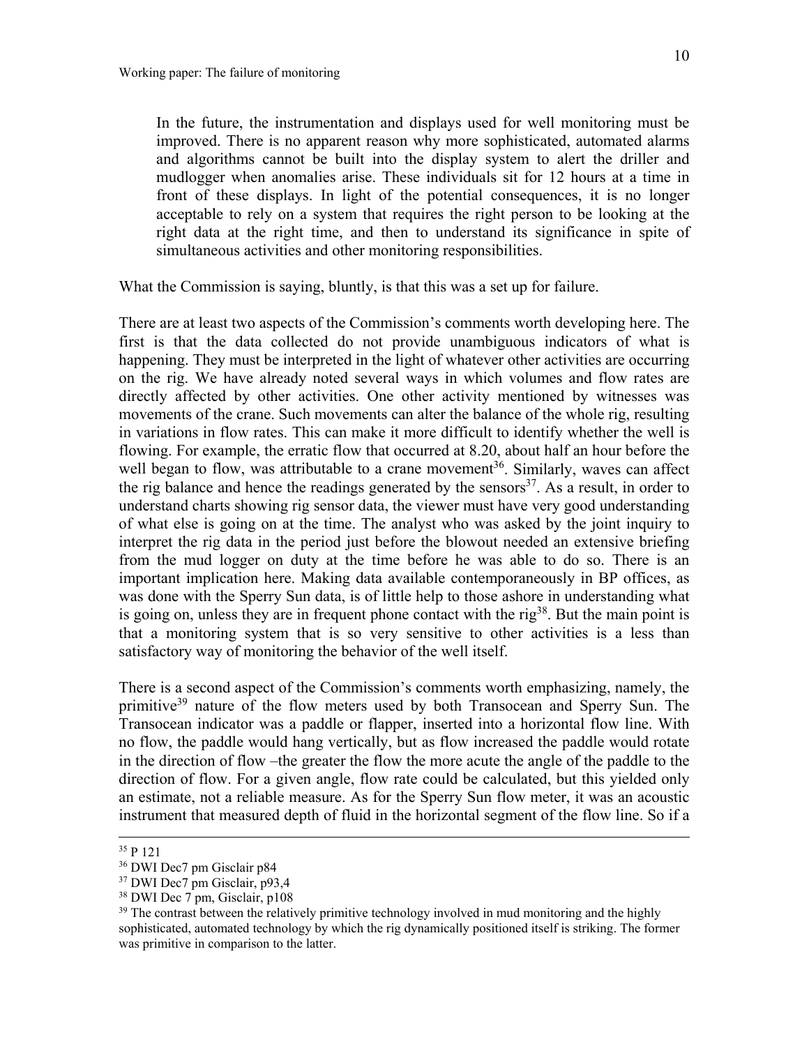> In the future, the instrumentation and displays used for well monitoring must be improved. There is no apparent reason why more sophisticated, automated alarms and algorithms cannot be built into the display system to alert the driller and mudlogger when anomalies arise. These individuals sit for 12 hours at a time in front of these displays. In light of the potential consequences, it is no longer acceptable to rely on a system that requires the right person to be looking at the right data at the right time, and then to understand its significance in spite of simultaneous activities and other monitoring responsibilities.

What the Commission is saying, bluntly, is that this was a set up for failure.

There are at least two aspects of the Commission's comments worth developing here. The first is that the data collected do not provide unambiguous indicators of what is happening. They must be interpreted in the light of whatever other activities are occurring on the rig. We have already noted several ways in which volumes and flow rates are directly affected by other activities. One other activity mentioned by witnesses was movements of the crane. Such movements can alter the balance of the whole rig, resulting in variations in flow rates. This can make it more difficult to identify whether the well is flowing. For example, the erratic flow that occurred at 8.20, about half an hour before the well began to flow, was attributable to a crane movement[36]. Similarly, waves can affect the rig balance and hence the readings generated by the sensors[37]. As a result, in order to understand charts showing rig sensor data, the viewer must have very good understanding of what else is going on at the time. The analyst who was asked by the joint inquiry to interpret the rig data in the period just before the blowout needed an extensive briefing from the mud logger on duty at the time before he was able to do so. There is an important implication here. Making data available contemporaneously in BP offices, as was done with the Sperry Sun data, is of little help to those ashore in understanding what is going on, unless they are in frequent phone contact with the rig[38]. But the main point is that a monitoring system that is so very sensitive to other activities is a less than satisfactory way of monitoring the behavior of the well itself.

There is a second aspect of the Commission's comments worth emphasizing, namely, the primitive[39] nature of the flow meters used by both Transocean and Sperry Sun. The Transocean indicator was a paddle or flapper, inserted into a horizontal flow line. With no flow, the paddle would hang vertically, but as flow increased the paddle would rotate in the direction of flow –the greater the flow the more acute the angle of the paddle to the direction of flow. For a given angle, flow rate could be calculated, but this yielded only an estimate, not a reliable measure. As for the Sperry Sun flow meter, it was an acoustic instrument that measured depth of fluid in the horizontal segment of the flow line. So if a

---

[35] P 121

[36] DWI Dec7 pm Gisclair p84

[37] DWI Dec7 pm Gisclair, p93,4

[38] DWI Dec 7 pm, Gisclair, p108

[39] The contrast between the relatively primitive technology involved in mud monitoring and the highly sophisticated, automated technology by which the rig dynamically positioned itself is striking. The former was primitive in comparison to the latter.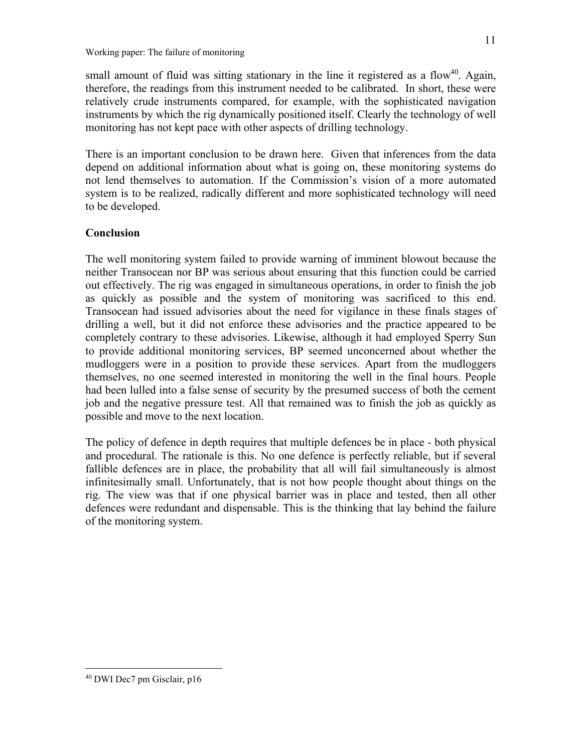small amount of fluid was sitting stationary in the line it registered as a flow[40]. Again, therefore, the readings from this instrument needed to be calibrated. In short, these were relatively crude instruments compared, for example, with the sophisticated navigation instruments by which the rig dynamically positioned itself. Clearly the technology of well monitoring has not kept pace with other aspects of drilling technology.

There is an important conclusion to be drawn here. Given that inferences from the data depend on additional information about what is going on, these monitoring systems do not lend themselves to automation. If the Commission's vision of a more automated system is to be realized, radically different and more sophisticated technology will need to be developed.

## Conclusion

The well monitoring system failed to provide warning of imminent blowout because the neither Transocean nor BP was serious about ensuring that this function could be carried out effectively. The rig was engaged in simultaneous operations, in order to finish the job as quickly as possible and the system of monitoring was sacrificed to this end. Transocean had issued advisories about the need for vigilance in these finals stages of drilling a well, but it did not enforce these advisories and the practice appeared to be completely contrary to these advisories. Likewise, although it had employed Sperry Sun to provide additional monitoring services, BP seemed unconcerned about whether the mudloggers were in a position to provide these services. Apart from the mudloggers themselves, no one seemed interested in monitoring the well in the final hours. People had been lulled into a false sense of security by the presumed success of both the cement job and the negative pressure test. All that remained was to finish the job as quickly as possible and move to the next location.

The policy of defence in depth requires that multiple defences be in place - both physical and procedural. The rationale is this. No one defence is perfectly reliable, but if several fallible defences are in place, the probability that all will fail simultaneously is almost infinitesimally small. Unfortunately, that is not how people thought about things on the rig. The view was that if one physical barrier was in place and tested, then all other defences were redundant and dispensable. This is the thinking that lay behind the failure of the monitoring system.

---

[40] DWI Dec7 pm Gisclair, p16